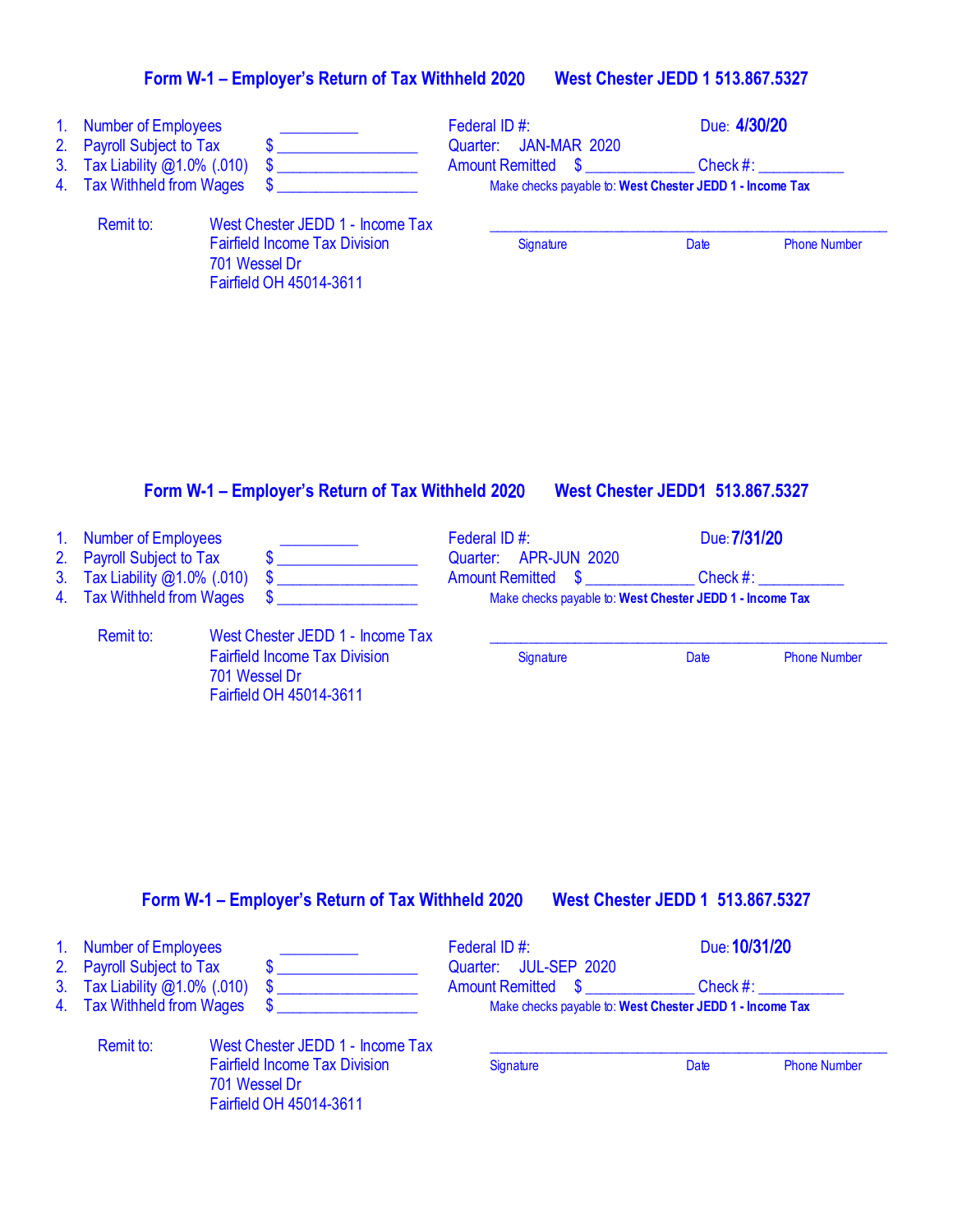## Form W-1 – Employer's Return of Tax Withheld 2020     West Chester JEDD 1 513.867.5327

1. Number of Employees __________
2. Payroll Subject to Tax $ __________________
3. Tax Liability @1.0% (.010) $ __________________
4. Tax Withheld from Wages $ __________________

Federal ID #:     Due: **4/30/20**

Quarter: JAN-MAR 2020

Amount Remitted $ ______________ Check #: ___________

Make checks payable to: **West Chester JEDD 1 - Income Tax**

Remit to: West Chester JEDD 1 - Income Tax
Fairfield Income Tax Division
701 Wessel Dr
Fairfield OH 45014-3611

_______________________________________________________

Signature     Date     Phone Number

## Form W-1 – Employer's Return of Tax Withheld 2020     West Chester JEDD1 513.867.5327

1. Number of Employees __________
2. Payroll Subject to Tax $ __________________
3. Tax Liability @1.0% (.010) $ __________________
4. Tax Withheld from Wages $ __________________

Federal ID #:     Due: **7/31/20**

Quarter: APR-JUN 2020

Amount Remitted $ ______________ Check #: ___________

Make checks payable to: **West Chester JEDD 1 - Income Tax**

Remit to: West Chester JEDD 1 - Income Tax
Fairfield Income Tax Division
701 Wessel Dr
Fairfield OH 45014-3611

_______________________________________________________

Signature     Date     Phone Number

## Form W-1 – Employer's Return of Tax Withheld 2020     West Chester JEDD 1 513.867.5327

1. Number of Employees __________
2. Payroll Subject to Tax $ __________________
3. Tax Liability @1.0% (.010) $ __________________
4. Tax Withheld from Wages $ __________________

Federal ID #:     Due: **10/31/20**

Quarter: JUL-SEP 2020

Amount Remitted $ ______________ Check #: ___________

Make checks payable to: **West Chester JEDD 1 - Income Tax**

Remit to: West Chester JEDD 1 - Income Tax
Fairfield Income Tax Division
701 Wessel Dr
Fairfield OH 45014-3611

_______________________________________________________

Signature     Date     Phone Number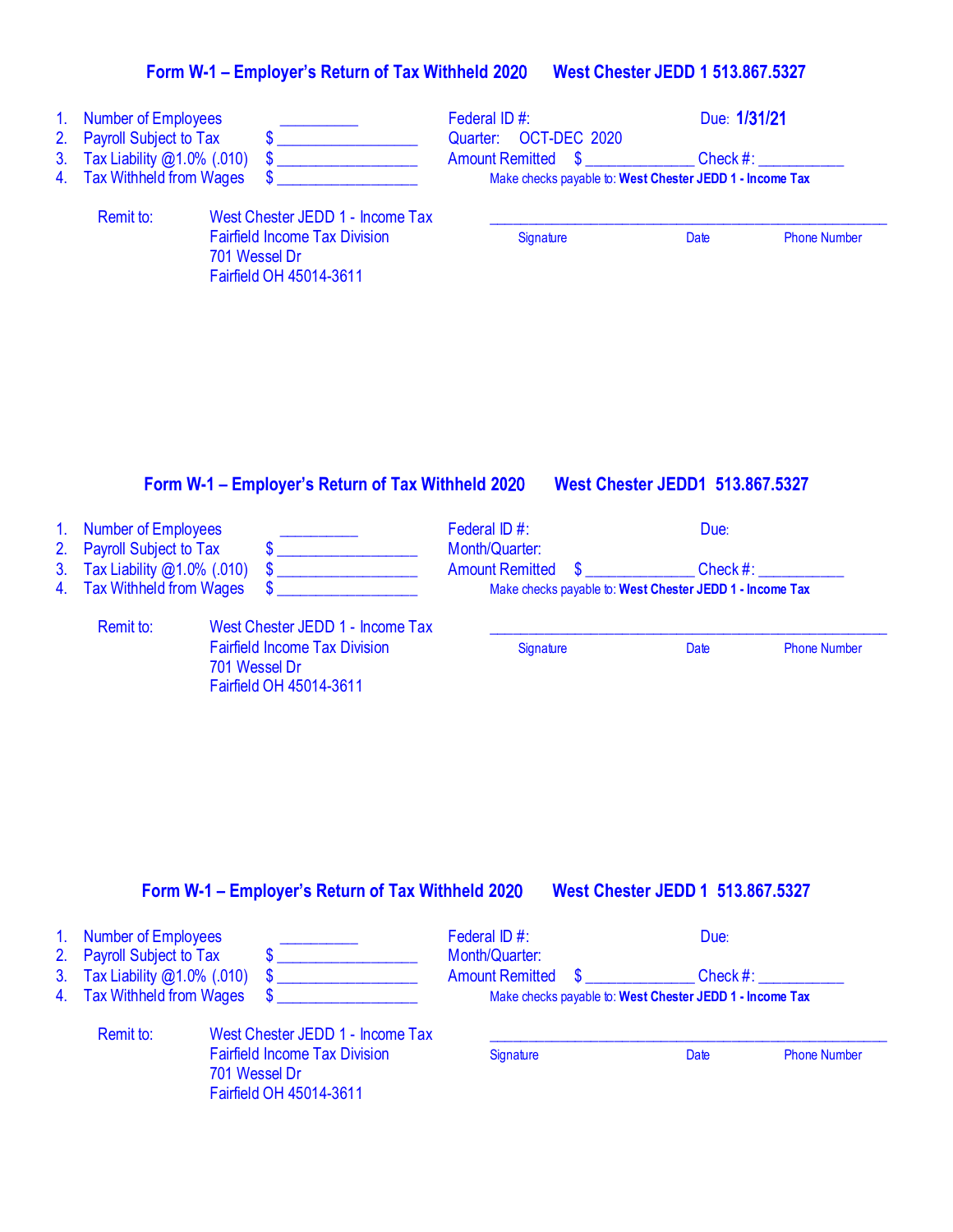**Form W-1 – Employer's Return of Tax Withheld 2020 West Chester JEDD 1 513.867.5327**

1. Number of Employees __________
2. Payroll Subject to Tax $ _________________
3. Tax Liability @1.0% (.010) $ _________________
4. Tax Withheld from Wages $ _________________

Federal ID #: Due: **1/31/21**
Quarter: OCT-DEC 2020
Amount Remitted $ _____________ Check #: __________
Make checks payable to: **West Chester JEDD 1 - Income Tax**

Remit to: West Chester JEDD 1 - Income Tax
Fairfield Income Tax Division
701 Wessel Dr
Fairfield OH 45014-3611

_______________________________________________
Signature Date Phone Number

**Form W-1 – Employer's Return of Tax Withheld 2020 West Chester JEDD1 513.867.5327**

1. Number of Employees __________
2. Payroll Subject to Tax $ _________________
3. Tax Liability @1.0% (.010) $ _________________
4. Tax Withheld from Wages $ _________________

Federal ID #: Due:
Month/Quarter:
Amount Remitted $ _____________ Check #: __________
Make checks payable to: **West Chester JEDD 1 - Income Tax**

Remit to: West Chester JEDD 1 - Income Tax
Fairfield Income Tax Division
701 Wessel Dr
Fairfield OH 45014-3611

_______________________________________________
Signature Date Phone Number

**Form W-1 – Employer's Return of Tax Withheld 2020 West Chester JEDD 1 513.867.5327**

1. Number of Employees __________
2. Payroll Subject to Tax $ _________________
3. Tax Liability @1.0% (.010) $ _________________
4. Tax Withheld from Wages $ _________________

Federal ID #: Due:
Month/Quarter:
Amount Remitted $ _____________ Check #: __________
Make checks payable to: **West Chester JEDD 1 - Income Tax**

Remit to: West Chester JEDD 1 - Income Tax
Fairfield Income Tax Division
701 Wessel Dr
Fairfield OH 45014-3611

_______________________________________________
Signature Date Phone Number